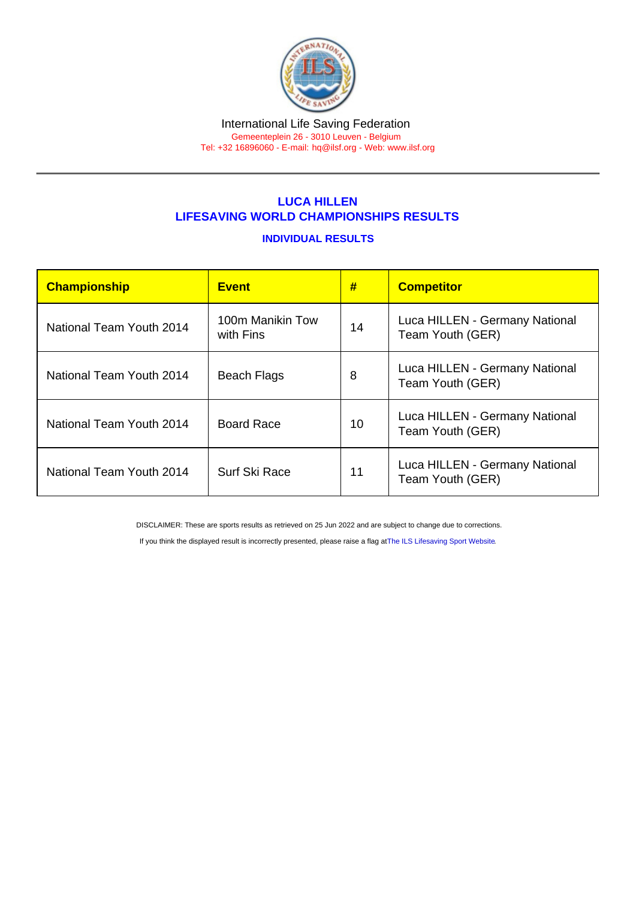International Life Saving Federation
Gemeenteplein 26 - 3010 Leuven - Belgium
Tel: +32 16896060 - E-mail: hq@ilsf.org - Web: www.ilsf.org

## LUCA HILLEN
## LIFESAVING WORLD CHAMPIONSHIPS RESULTS

### INDIVIDUAL RESULTS

| Championship | Event | # | Competitor |
|---|---|---|---|
| National Team Youth 2014 | 100m Manikin Tow with Fins | 14 | Luca HILLEN - Germany National Team Youth (GER) |
| National Team Youth 2014 | Beach Flags | 8 | Luca HILLEN - Germany National Team Youth (GER) |
| National Team Youth 2014 | Board Race | 10 | Luca HILLEN - Germany National Team Youth (GER) |
| National Team Youth 2014 | Surf Ski Race | 11 | Luca HILLEN - Germany National Team Youth (GER) |

DISCLAIMER: These are sports results as retrieved on 25 Jun 2022 and are subject to change due to corrections.

If you think the displayed result is incorrectly presented, please raise a flag at The ILS Lifesaving Sport Website.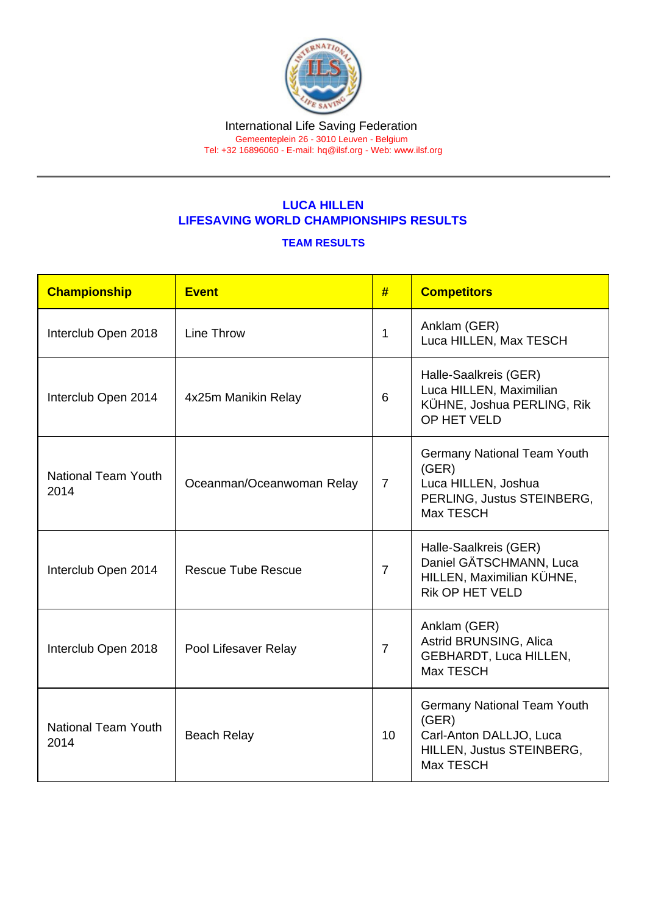International Life Saving Federation
Gemeenteplein 26 - 3010 Leuven - Belgium
Tel: +32 16896060 - E-mail: hq@ilsf.org - Web: www.ilsf.org

## LUCA HILLEN
## LIFESAVING WORLD CHAMPIONSHIPS RESULTS

### TEAM RESULTS

| Championship | Event | # | Competitors |
|---|---|---|---|
| Interclub Open 2018 | Line Throw | 1 | Anklam (GER)<br>Luca HILLEN, Max TESCH |
| Interclub Open 2014 | 4x25m Manikin Relay | 6 | Halle-Saalkreis (GER)<br>Luca HILLEN, Maximilian KÜHNE, Joshua PERLING, Rik OP HET VELD |
| National Team Youth 2014 | Oceanman/Oceanwoman Relay | 7 | Germany National Team Youth (GER)<br>Luca HILLEN, Joshua PERLING, Justus STEINBERG, Max TESCH |
| Interclub Open 2014 | Rescue Tube Rescue | 7 | Halle-Saalkreis (GER)<br>Daniel GÄTSCHMANN, Luca HILLEN, Maximilian KÜHNE, Rik OP HET VELD |
| Interclub Open 2018 | Pool Lifesaver Relay | 7 | Anklam (GER)<br>Astrid BRUNSING, Alica GEBHARDT, Luca HILLEN, Max TESCH |
| National Team Youth 2014 | Beach Relay | 10 | Germany National Team Youth (GER)<br>Carl-Anton DALLJO, Luca HILLEN, Justus STEINBERG, Max TESCH |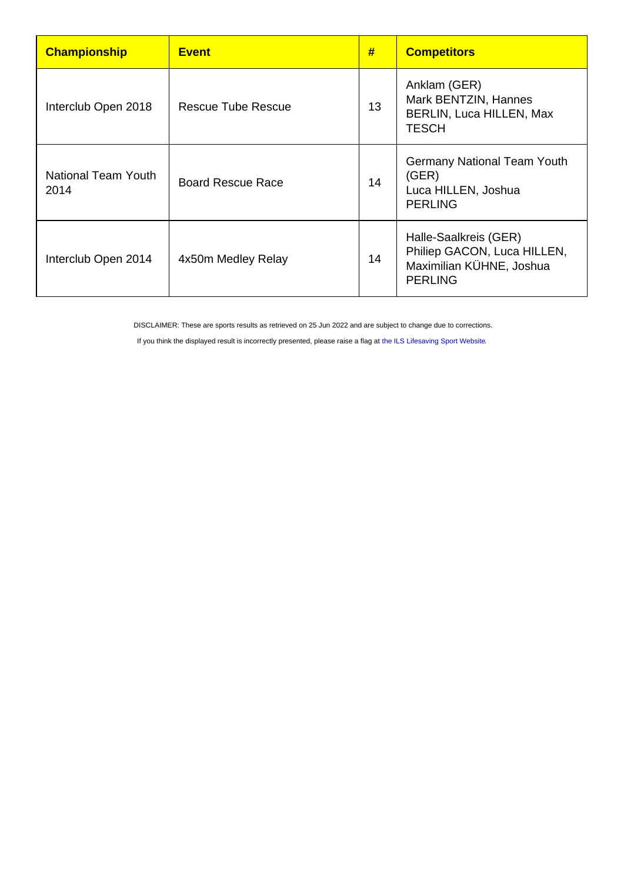| Championship | Event | # | Competitors |
| --- | --- | --- | --- |
| Interclub Open 2018 | Rescue Tube Rescue | 13 | Anklam (GER) Mark BENTZIN, Hannes BERLIN, Luca HILLEN, Max TESCH |
| National Team Youth 2014 | Board Rescue Race | 14 | Germany National Team Youth (GER) Luca HILLEN, Joshua PERLING |
| Interclub Open 2014 | 4x50m Medley Relay | 14 | Halle-Saalkreis (GER) Philiep GACON, Luca HILLEN, Maximilian KÜHNE, Joshua PERLING |

DISCLAIMER: These are sports results as retrieved on 25 Jun 2022 and are subject to change due to corrections.

If you think the displayed result is incorrectly presented, please raise a flag at the ILS Lifesaving Sport Website.